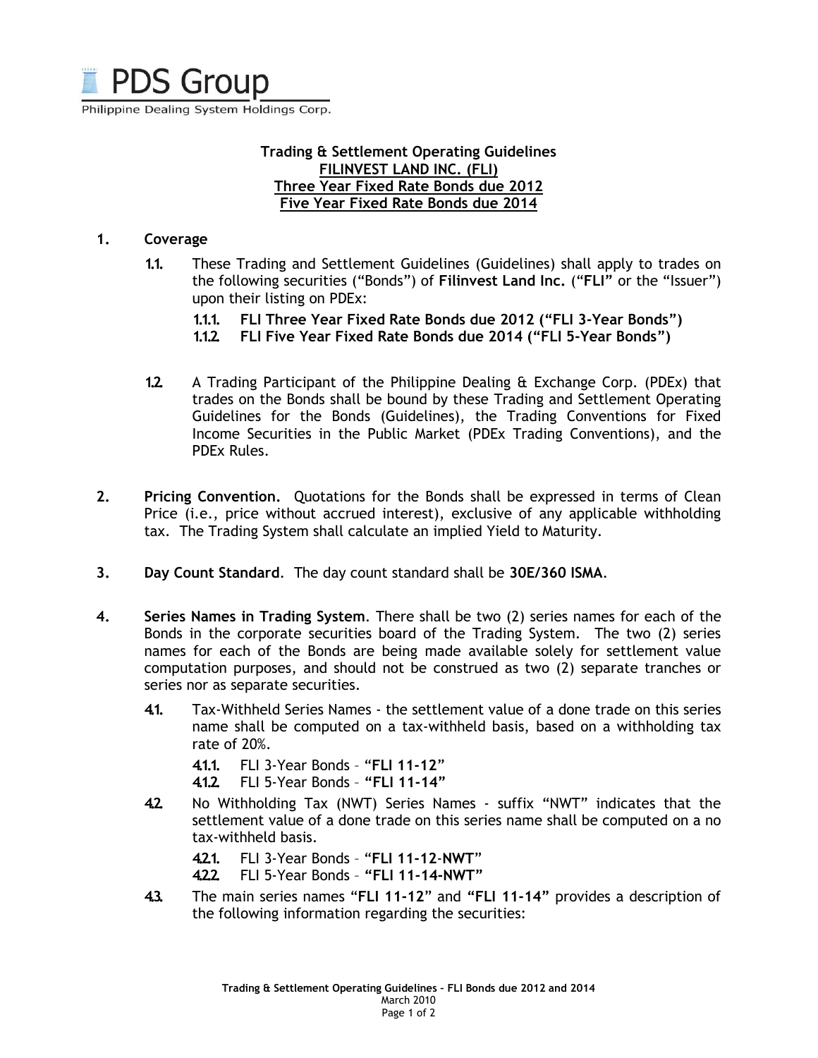PDS Group

Philippine Dealing System Holdings Corp.

**Trading & Settlement Operating Guidelines**
**FILINVEST LAND INC. (FLI)**
**Three Year Fixed Rate Bonds due 2012**
**Five Year Fixed Rate Bonds due 2014**

1. **Coverage**

   1.1. These Trading and Settlement Guidelines (Guidelines) shall apply to trades on the following securities ("Bonds") of **Filinvest Land Inc.** ("**FLI**" or the "Issuer") upon their listing on PDEx:

   1.1.1. **FLI Three Year Fixed Rate Bonds due 2012 ("FLI 3-Year Bonds")**
   1.1.2. **FLI Five Year Fixed Rate Bonds due 2014 ("FLI 5-Year Bonds")**

   1.2. A Trading Participant of the Philippine Dealing & Exchange Corp. (PDEx) that trades on the Bonds shall be bound by these Trading and Settlement Operating Guidelines for the Bonds (Guidelines), the Trading Conventions for Fixed Income Securities in the Public Market (PDEx Trading Conventions), and the PDEx Rules.

2. **Pricing Convention.** Quotations for the Bonds shall be expressed in terms of Clean Price (i.e., price without accrued interest), exclusive of any applicable withholding tax. The Trading System shall calculate an implied Yield to Maturity.

3. **Day Count Standard**. The day count standard shall be **30E/360 ISMA**.

4. **Series Names in Trading System**. There shall be two (2) series names for each of the Bonds in the corporate securities board of the Trading System. The two (2) series names for each of the Bonds are being made available solely for settlement value computation purposes, and should not be construed as two (2) separate tranches or series nor as separate securities.

   4.1. Tax-Withheld Series Names - the settlement value of a done trade on this series name shall be computed on a tax-withheld basis, based on a withholding tax rate of 20%.

   4.1.1. FLI 3-Year Bonds – "**FLI 11-12**"
   4.1.2. FLI 5-Year Bonds – **"FLI 11-14"**

   4.2. No Withholding Tax (NWT) Series Names - suffix "NWT" indicates that the settlement value of a done trade on this series name shall be computed on a no tax-withheld basis.

   4.2.1. FLI 3-Year Bonds – "**FLI 11-12-NWT**"
   4.2.2. FLI 5-Year Bonds – **"FLI 11-14-NWT"**

   4.3. The main series names "**FLI 11-12**" and **"FLI 11-14"** provides a description of the following information regarding the securities: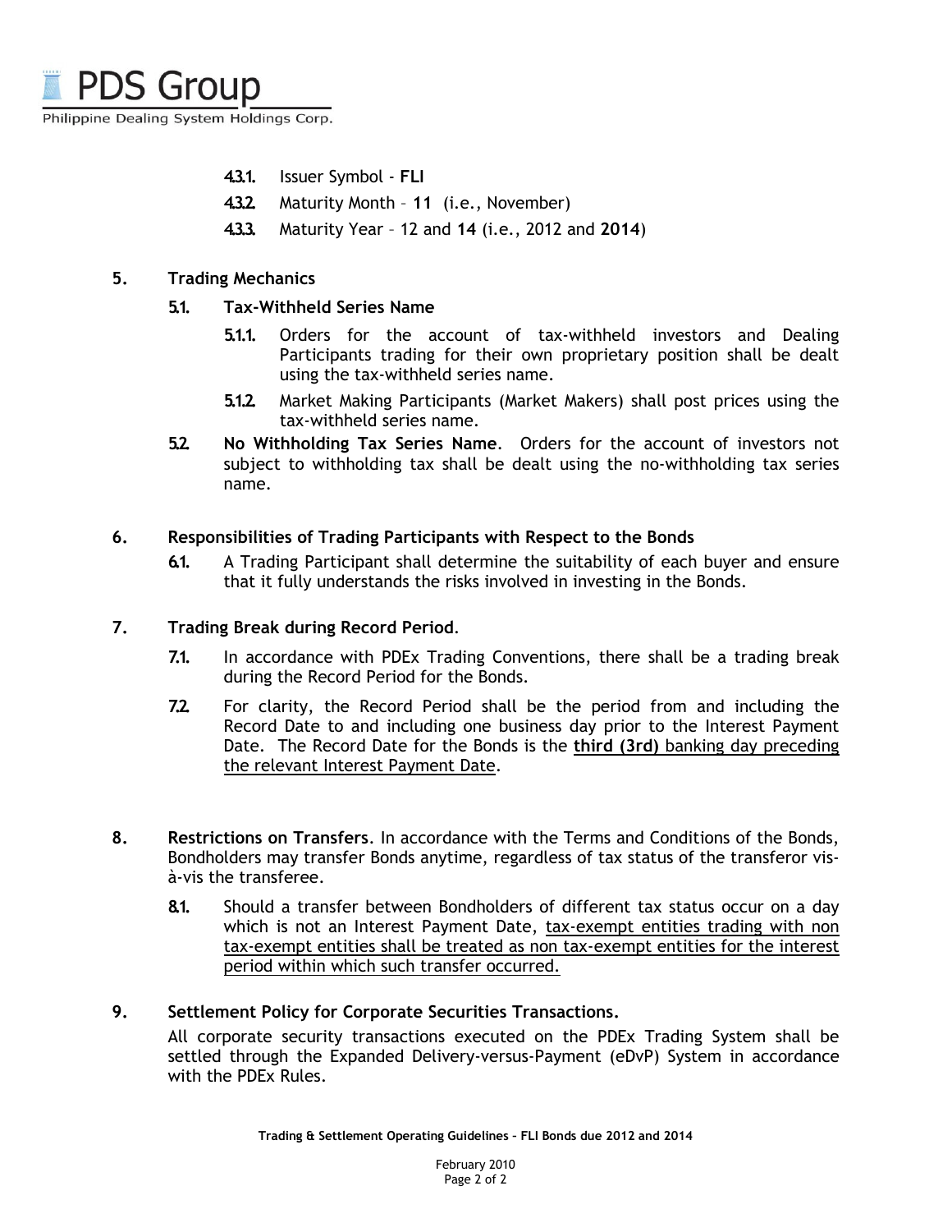- **4.3.1.** Issuer Symbol - **FLI**
- **4.3.2.** Maturity Month – **11** (i.e., November)
- **4.3.3.** Maturity Year – 12 and **14** (i.e., 2012 and **2014**)

## 5. Trading Mechanics

### 5.1. Tax-Withheld Series Name

**5.1.1.** Orders for the account of tax-withheld investors and Dealing Participants trading for their own proprietary position shall be dealt using the tax-withheld series name.

**5.1.2.** Market Making Participants (Market Makers) shall post prices using the tax-withheld series name.

**5.2. No Withholding Tax Series Name**. Orders for the account of investors not subject to withholding tax shall be dealt using the no-withholding tax series name.

## 6. Responsibilities of Trading Participants with Respect to the Bonds

**6.1.** A Trading Participant shall determine the suitability of each buyer and ensure that it fully understands the risks involved in investing in the Bonds.

## 7. Trading Break during Record Period.

**7.1.** In accordance with PDEx Trading Conventions, there shall be a trading break during the Record Period for the Bonds.

**7.2.** For clarity, the Record Period shall be the period from and including the Record Date to and including one business day prior to the Interest Payment Date. The Record Date for the Bonds is the **third (3rd)** banking day preceding the relevant Interest Payment Date.

## 8. Restrictions on Transfers.

In accordance with the Terms and Conditions of the Bonds, Bondholders may transfer Bonds anytime, regardless of tax status of the transferor vis-à-vis the transferee.

**8.1.** Should a transfer between Bondholders of different tax status occur on a day which is not an Interest Payment Date, tax-exempt entities trading with non tax-exempt entities shall be treated as non tax-exempt entities for the interest period within which such transfer occurred.

## 9. Settlement Policy for Corporate Securities Transactions.

All corporate security transactions executed on the PDEx Trading System shall be settled through the Expanded Delivery-versus-Payment (eDvP) System in accordance with the PDEx Rules.